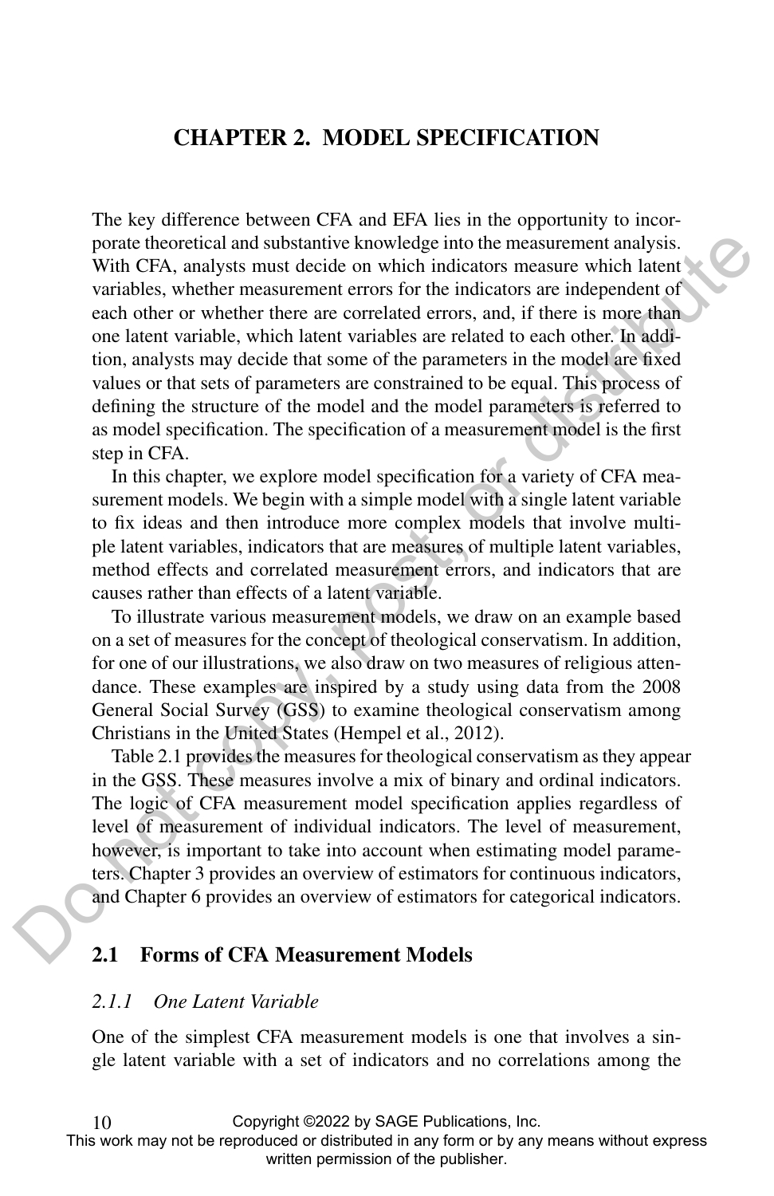# CHAPTER 2. MODEL SPECIFICATION

The key difference between CFA and EFA lies in the opportunity to incorporate theoretical and substantive knowledge into the measurement analysis. With CFA, analysts must decide on which indicators measure which latent variables, whether measurement errors for the indicators are independent of each other or whether there are correlated errors, and, if there is more than one latent variable, which latent variables are related to each other. In addition, analysts may decide that some of the parameters in the model are fixed values or that sets of parameters are constrained to be equal. This process of defining the structure of the model and the model parameters is referred to as model specification. The specification of a measurement model is the first step in CFA.

In this chapter, we explore model specification for a variety of CFA measurement models. We begin with a simple model with a single latent variable to fix ideas and then introduce more complex models that involve multiple latent variables, indicators that are measures of multiple latent variables, method effects and correlated measurement errors, and indicators that are causes rather than effects of a latent variable.

To illustrate various measurement models, we draw on an example based on a set of measures for the concept of theological conservatism. In addition, for one of our illustrations, we also draw on two measures of religious attendance. These examples are inspired by a study using data from the 2008 General Social Survey (GSS) to examine theological conservatism among Christians in the United States (Hempel et al., 2012).

Table 2.1 provides the measures for theological conservatism as they appear in the GSS. These measures involve a mix of binary and ordinal indicators. The logic of CFA measurement model specification applies regardless of level of measurement of individual indicators. The level of measurement, however, is important to take into account when estimating model parameters. Chapter 3 provides an overview of estimators for continuous indicators, and Chapter 6 provides an overview of estimators for categorical indicators.

## 2.1 Forms of CFA Measurement Models

### *2.1.1 One Latent Variable*

One of the simplest CFA measurement models is one that involves a single latent variable with a set of indicators and no correlations among the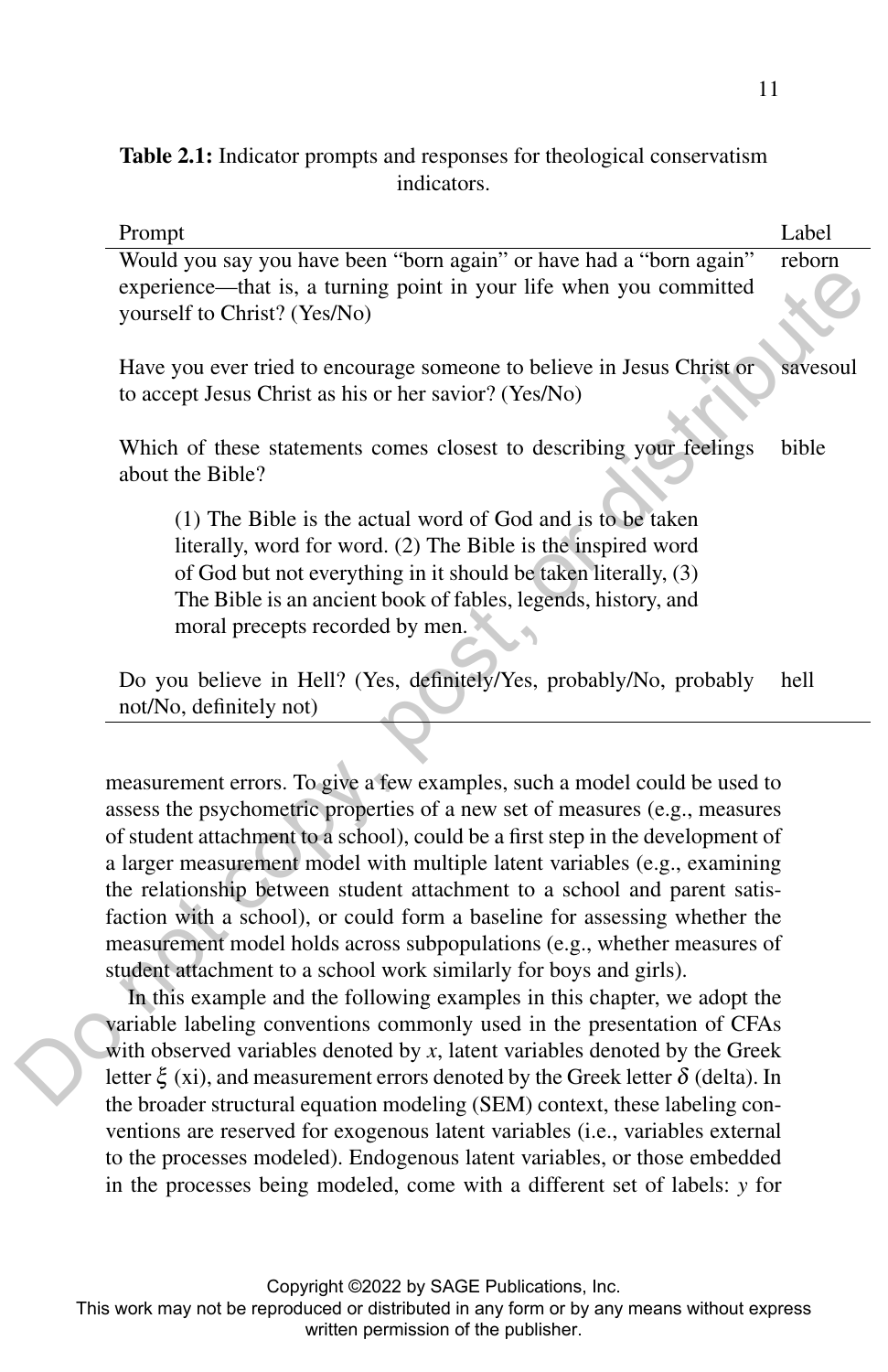**Table 2.1:** Indicator prompts and responses for theological conservatism indicators.

| Prompt | Label |
|---|---|
| Would you say you have been "born again" or have had a "born again" experience—that is, a turning point in your life when you committed yourself to Christ? (Yes/No) | reborn |
| Have you ever tried to encourage someone to believe in Jesus Christ or to accept Jesus Christ as his or her savior? (Yes/No) | savesoul |
| Which of these statements comes closest to describing your feelings about the Bible? (1) The Bible is the actual word of God and is to be taken literally, word for word. (2) The Bible is the inspired word of God but not everything in it should be taken literally, (3) The Bible is an ancient book of fables, legends, history, and moral precepts recorded by men. | bible |
| Do you believe in Hell? (Yes, definitely/Yes, probably/No, probably not/No, definitely not) | hell |

measurement errors. To give a few examples, such a model could be used to assess the psychometric properties of a new set of measures (e.g., measures of student attachment to a school), could be a first step in the development of a larger measurement model with multiple latent variables (e.g., examining the relationship between student attachment to a school and parent satisfaction with a school), or could form a baseline for assessing whether the measurement model holds across subpopulations (e.g., whether measures of student attachment to a school work similarly for boys and girls).

In this example and the following examples in this chapter, we adopt the variable labeling conventions commonly used in the presentation of CFAs with observed variables denoted by $x$, latent variables denoted by the Greek letter $\xi$ (xi), and measurement errors denoted by the Greek letter $\delta$ (delta). In the broader structural equation modeling (SEM) context, these labeling conventions are reserved for exogenous latent variables (i.e., variables external to the processes modeled). Endogenous latent variables, or those embedded in the processes being modeled, come with a different set of labels: $y$ for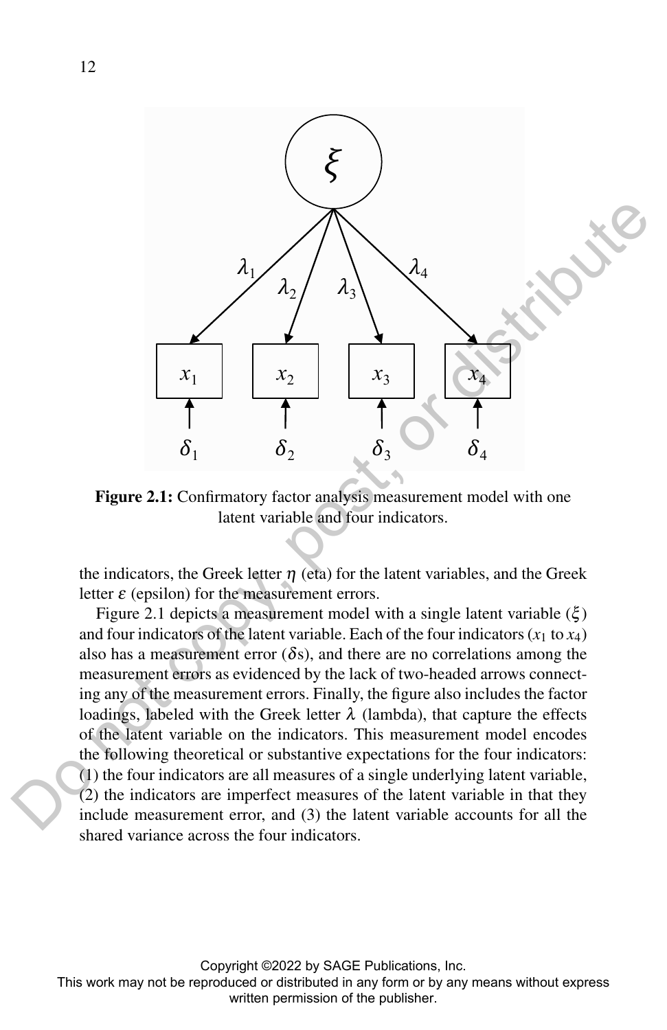**Figure 2.1:** Confirmatory factor analysis measurement model with one latent variable and four indicators.

the indicators, the Greek letter $\eta$ (eta) for the latent variables, and the Greek letter $\varepsilon$ (epsilon) for the measurement errors.

Figure 2.1 depicts a measurement model with a single latent variable ($\xi$) and four indicators of the latent variable. Each of the four indicators ($x_1$ to $x_4$) also has a measurement error ($\delta$s), and there are no correlations among the measurement errors as evidenced by the lack of two-headed arrows connecting any of the measurement errors. Finally, the figure also includes the factor loadings, labeled with the Greek letter $\lambda$ (lambda), that capture the effects of the latent variable on the indicators. This measurement model encodes the following theoretical or substantive expectations for the four indicators: (1) the four indicators are all measures of a single underlying latent variable, (2) the indicators are imperfect measures of the latent variable in that they include measurement error, and (3) the latent variable accounts for all the shared variance across the four indicators.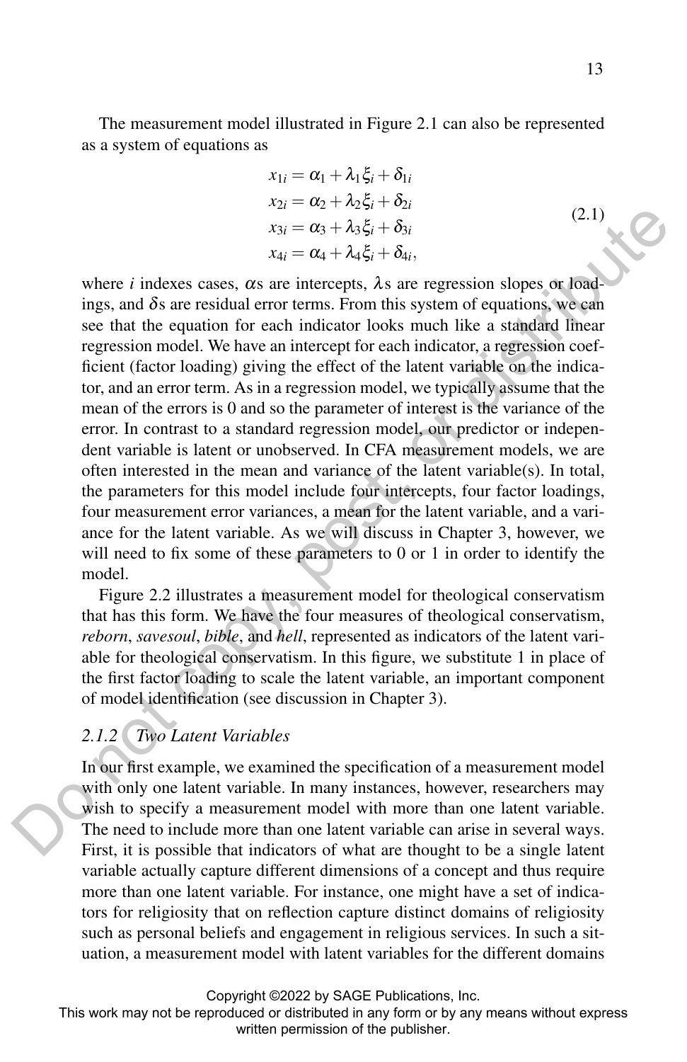The measurement model illustrated in Figure 2.1 can also be represented as a system of equations as

$$
\begin{aligned}
x_{1i} &= \alpha_1 + \lambda_1 \xi_i + \delta_{1i} \\
x_{2i} &= \alpha_2 + \lambda_2 \xi_i + \delta_{2i} \\
x_{3i} &= \alpha_3 + \lambda_3 \xi_i + \delta_{3i} \\
x_{4i} &= \alpha_4 + \lambda_4 \xi_i + \delta_{4i},
\end{aligned}
\tag{2.1}
$$

where $i$ indexes cases, $\alpha$s are intercepts, $\lambda$s are regression slopes or loadings, and $\delta$s are residual error terms. From this system of equations, we can see that the equation for each indicator looks much like a standard linear regression model. We have an intercept for each indicator, a regression coefficient (factor loading) giving the effect of the latent variable on the indicator, and an error term. As in a regression model, we typically assume that the mean of the errors is 0 and so the parameter of interest is the variance of the error. In contrast to a standard regression model, our predictor or independent variable is latent or unobserved. In CFA measurement models, we are often interested in the mean and variance of the latent variable(s). In total, the parameters for this model include four intercepts, four factor loadings, four measurement error variances, a mean for the latent variable, and a variance for the latent variable. As we will discuss in Chapter 3, however, we will need to fix some of these parameters to 0 or 1 in order to identify the model.

Figure 2.2 illustrates a measurement model for theological conservatism that has this form. We have the four measures of theological conservatism, *reborn*, *savesoul*, *bible*, and *hell*, represented as indicators of the latent variable for theological conservatism. In this figure, we substitute 1 in place of the first factor loading to scale the latent variable, an important component of model identification (see discussion in Chapter 3).

### *2.1.2 Two Latent Variables*

In our first example, we examined the specification of a measurement model with only one latent variable. In many instances, however, researchers may wish to specify a measurement model with more than one latent variable. The need to include more than one latent variable can arise in several ways. First, it is possible that indicators of what are thought to be a single latent variable actually capture different dimensions of a concept and thus require more than one latent variable. For instance, one might have a set of indicators for religiosity that on reflection capture distinct domains of religiosity such as personal beliefs and engagement in religious services. In such a situation, a measurement model with latent variables for the different domains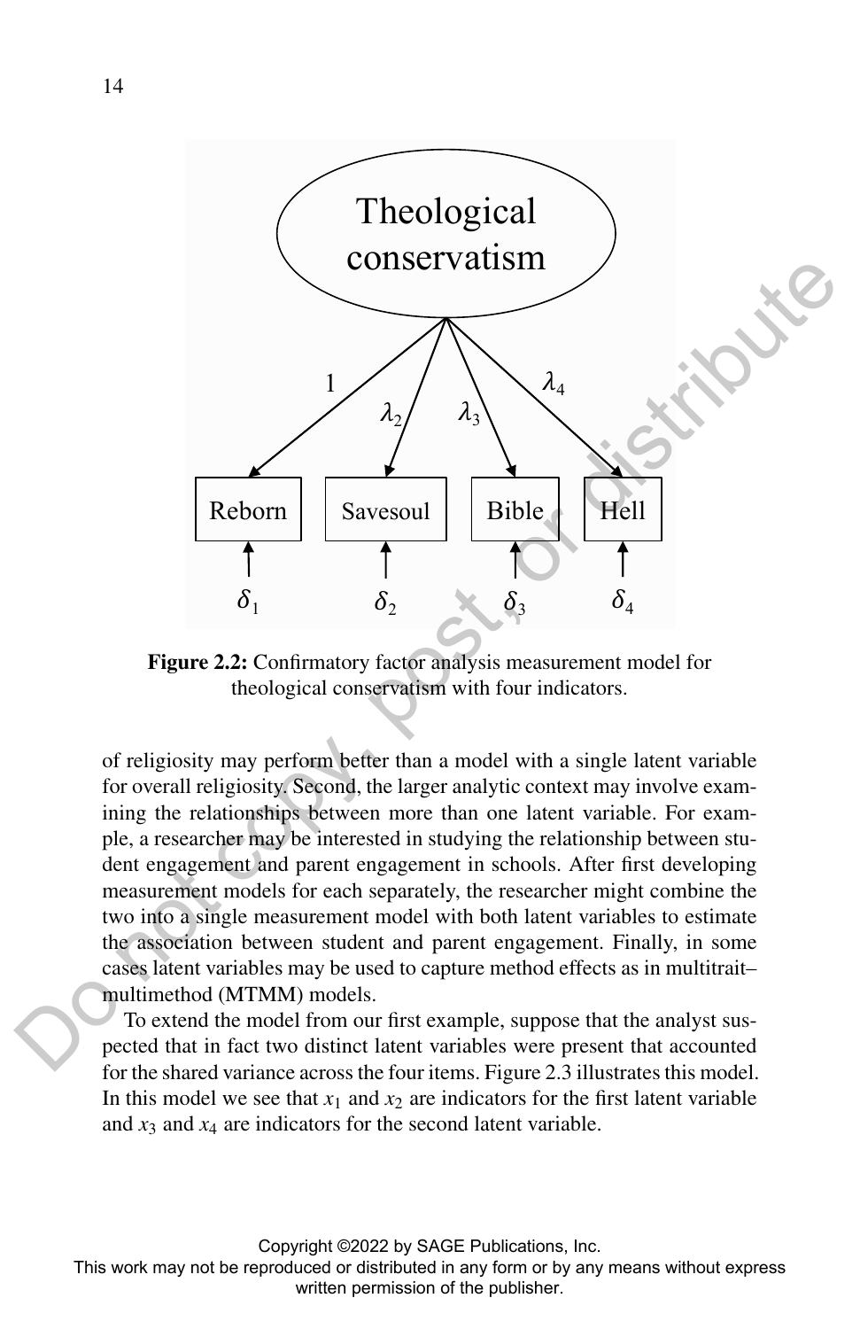**Figure 2.2:** Confirmatory factor analysis measurement model for theological conservatism with four indicators.

of religiosity may perform better than a model with a single latent variable for overall religiosity. Second, the larger analytic context may involve examining the relationships between more than one latent variable. For example, a researcher may be interested in studying the relationship between student engagement and parent engagement in schools. After first developing measurement models for each separately, the researcher might combine the two into a single measurement model with both latent variables to estimate the association between student and parent engagement. Finally, in some cases latent variables may be used to capture method effects as in multitrait–multimethod (MTMM) models.

To extend the model from our first example, suppose that the analyst suspected that in fact two distinct latent variables were present that accounted for the shared variance across the four items. Figure 2.3 illustrates this model. In this model we see that $x_1$ and $x_2$ are indicators for the first latent variable and $x_3$ and $x_4$ are indicators for the second latent variable.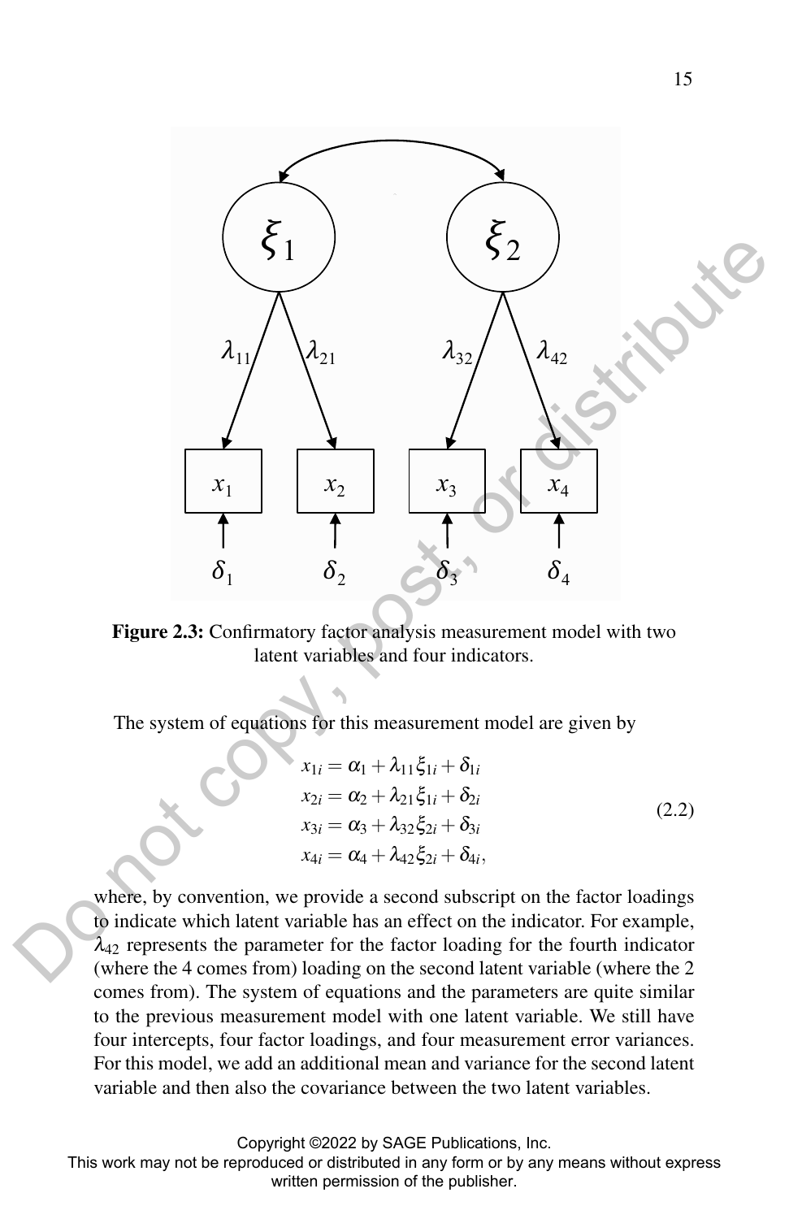**Figure 2.3:** Confirmatory factor analysis measurement model with two latent variables and four indicators.

The system of equations for this measurement model are given by

$$
\begin{aligned}
x_{1i} &= \alpha_1 + \lambda_{11}\xi_{1i} + \delta_{1i} \\
x_{2i} &= \alpha_2 + \lambda_{21}\xi_{1i} + \delta_{2i} \\
x_{3i} &= \alpha_3 + \lambda_{32}\xi_{2i} + \delta_{3i} \\
x_{4i} &= \alpha_4 + \lambda_{42}\xi_{2i} + \delta_{4i},
\end{aligned}
\tag{2.2}
$$

where, by convention, we provide a second subscript on the factor loadings to indicate which latent variable has an effect on the indicator. For example, $\lambda_{42}$ represents the parameter for the factor loading for the fourth indicator (where the 4 comes from) loading on the second latent variable (where the 2 comes from). The system of equations and the parameters are quite similar to the previous measurement model with one latent variable. We still have four intercepts, four factor loadings, and four measurement error variances. For this model, we add an additional mean and variance for the second latent variable and then also the covariance between the two latent variables.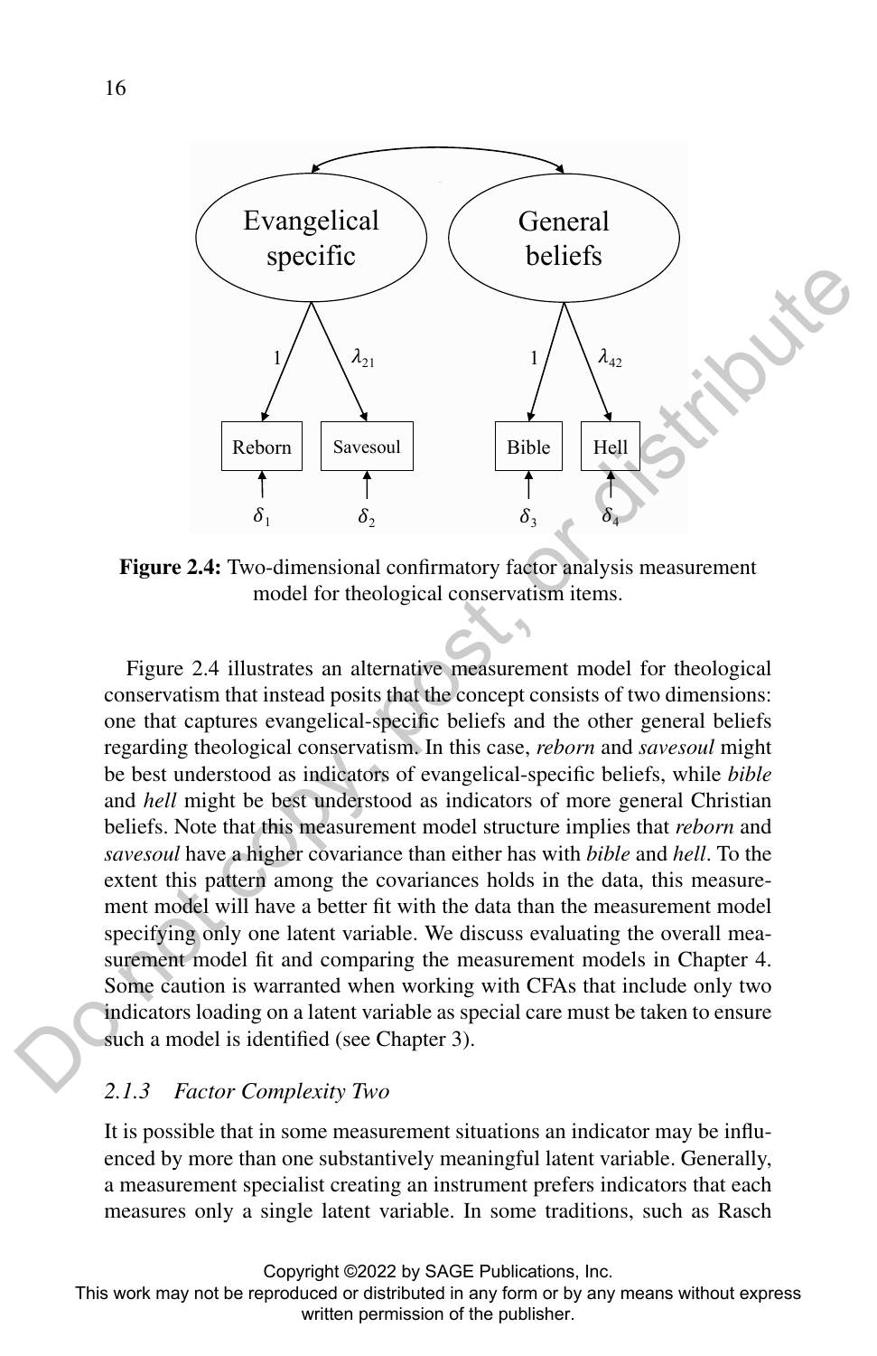**Figure 2.4:** Two-dimensional confirmatory factor analysis measurement model for theological conservatism items.

Figure 2.4 illustrates an alternative measurement model for theological conservatism that instead posits that the concept consists of two dimensions: one that captures evangelical-specific beliefs and the other general beliefs regarding theological conservatism. In this case, *reborn* and *savesoul* might be best understood as indicators of evangelical-specific beliefs, while *bible* and *hell* might be best understood as indicators of more general Christian beliefs. Note that this measurement model structure implies that *reborn* and *savesoul* have a higher covariance than either has with *bible* and *hell*. To the extent this pattern among the covariances holds in the data, this measurement model will have a better fit with the data than the measurement model specifying only one latent variable. We discuss evaluating the overall measurement model fit and comparing the measurement models in Chapter 4. Some caution is warranted when working with CFAs that include only two indicators loading on a latent variable as special care must be taken to ensure such a model is identified (see Chapter 3).

### *2.1.3 Factor Complexity Two*

It is possible that in some measurement situations an indicator may be influenced by more than one substantively meaningful latent variable. Generally, a measurement specialist creating an instrument prefers indicators that each measures only a single latent variable. In some traditions, such as Rasch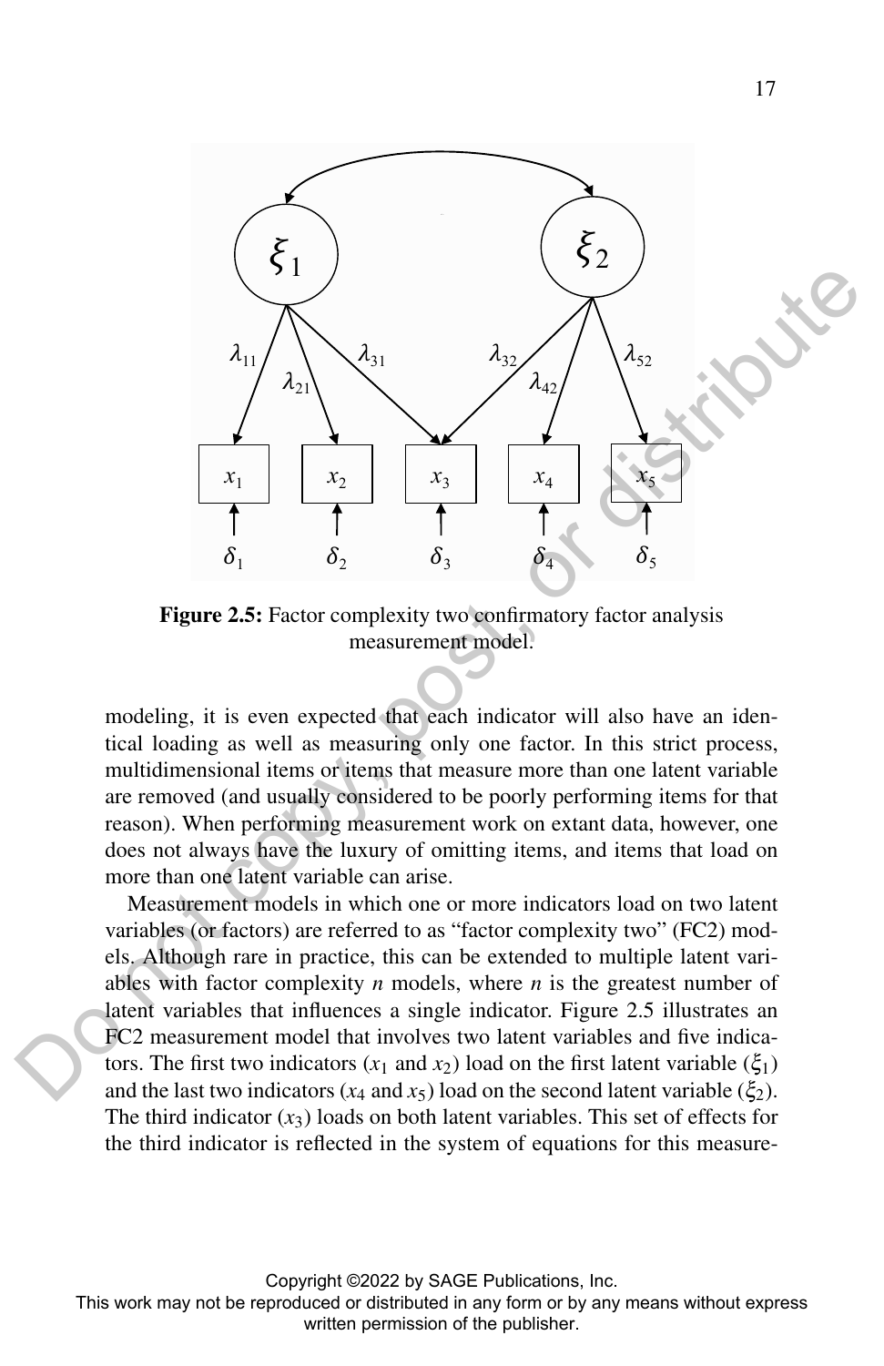**Figure 2.5:** Factor complexity two confirmatory factor analysis measurement model.

modeling, it is even expected that each indicator will also have an identical loading as well as measuring only one factor. In this strict process, multidimensional items or items that measure more than one latent variable are removed (and usually considered to be poorly performing items for that reason). When performing measurement work on extant data, however, one does not always have the luxury of omitting items, and items that load on more than one latent variable can arise.

Measurement models in which one or more indicators load on two latent variables (or factors) are referred to as "factor complexity two" (FC2) models. Although rare in practice, this can be extended to multiple latent variables with factor complexity *n* models, where *n* is the greatest number of latent variables that influences a single indicator. Figure 2.5 illustrates an FC2 measurement model that involves two latent variables and five indicators. The first two indicators ($x_1$ and $x_2$) load on the first latent variable ($\xi_1$) and the last two indicators ($x_4$ and $x_5$) load on the second latent variable ($\xi_2$). The third indicator ($x_3$) loads on both latent variables. This set of effects for the third indicator is reflected in the system of equations for this measure-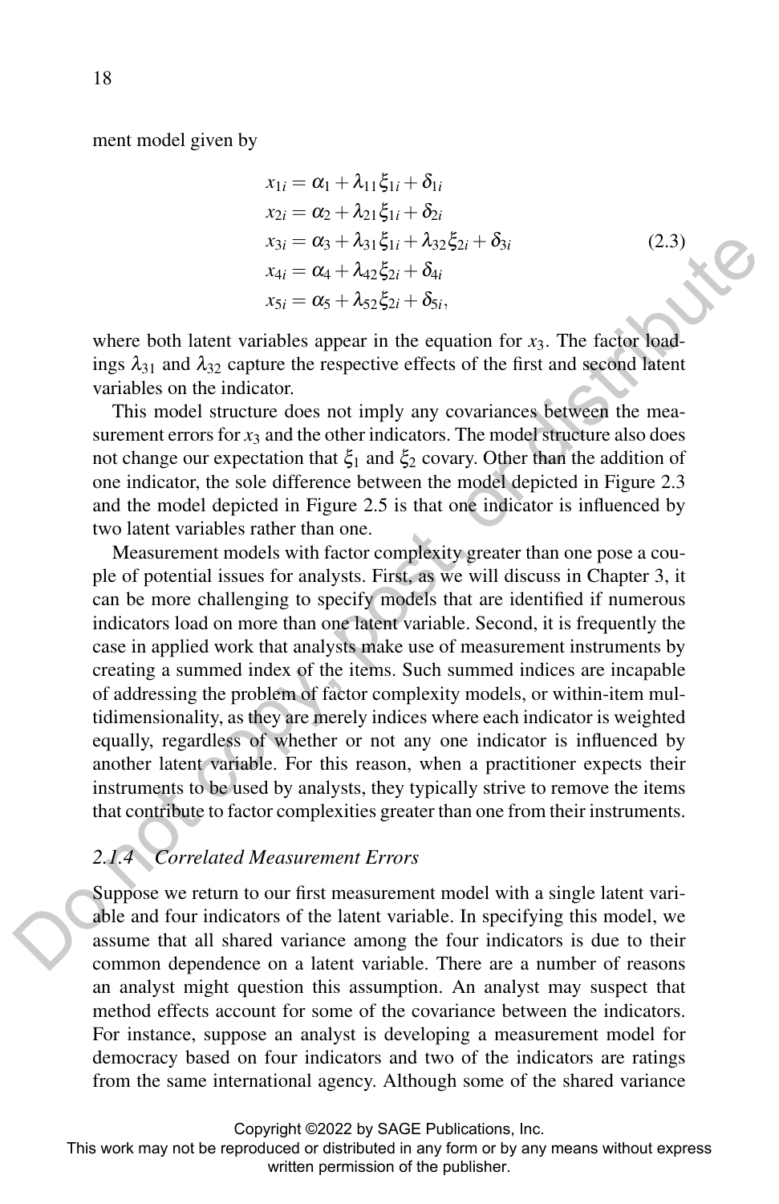ment model given by

$$
\begin{aligned}
x_{1i} &= \alpha_1 + \lambda_{11}\xi_{1i} + \delta_{1i} \\
x_{2i} &= \alpha_2 + \lambda_{21}\xi_{1i} + \delta_{2i} \\
x_{3i} &= \alpha_3 + \lambda_{31}\xi_{1i} + \lambda_{32}\xi_{2i} + \delta_{3i} \\
x_{4i} &= \alpha_4 + \lambda_{42}\xi_{2i} + \delta_{4i} \\
x_{5i} &= \alpha_5 + \lambda_{52}\xi_{2i} + \delta_{5i},
\end{aligned}
\tag{2.3}
$$

where both latent variables appear in the equation for $x_3$. The factor loadings $\lambda_{31}$ and $\lambda_{32}$ capture the respective effects of the first and second latent variables on the indicator.

This model structure does not imply any covariances between the measurement errors for $x_3$ and the other indicators. The model structure also does not change our expectation that $\xi_1$ and $\xi_2$ covary. Other than the addition of one indicator, the sole difference between the model depicted in Figure 2.3 and the model depicted in Figure 2.5 is that one indicator is influenced by two latent variables rather than one.

Measurement models with factor complexity greater than one pose a couple of potential issues for analysts. First, as we will discuss in Chapter 3, it can be more challenging to specify models that are identified if numerous indicators load on more than one latent variable. Second, it is frequently the case in applied work that analysts make use of measurement instruments by creating a summed index of the items. Such summed indices are incapable of addressing the problem of factor complexity models, or within-item multidimensionality, as they are merely indices where each indicator is weighted equally, regardless of whether or not any one indicator is influenced by another latent variable. For this reason, when a practitioner expects their instruments to be used by analysts, they typically strive to remove the items that contribute to factor complexities greater than one from their instruments.

### *2.1.4 Correlated Measurement Errors*

Suppose we return to our first measurement model with a single latent variable and four indicators of the latent variable. In specifying this model, we assume that all shared variance among the four indicators is due to their common dependence on a latent variable. There are a number of reasons an analyst might question this assumption. An analyst may suspect that method effects account for some of the covariance between the indicators. For instance, suppose an analyst is developing a measurement model for democracy based on four indicators and two of the indicators are ratings from the same international agency. Although some of the shared variance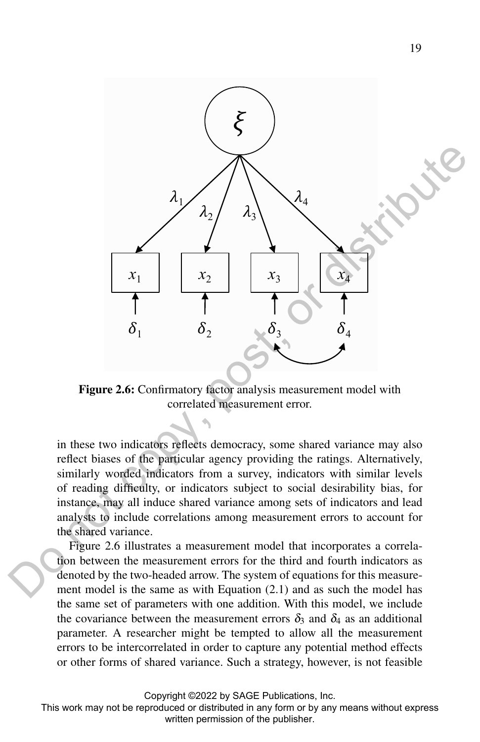**Figure 2.6:** Confirmatory factor analysis measurement model with correlated measurement error.

in these two indicators reflects democracy, some shared variance may also reflect biases of the particular agency providing the ratings. Alternatively, similarly worded indicators from a survey, indicators with similar levels of reading difficulty, or indicators subject to social desirability bias, for instance, may all induce shared variance among sets of indicators and lead analysts to include correlations among measurement errors to account for the shared variance.

Figure 2.6 illustrates a measurement model that incorporates a correlation between the measurement errors for the third and fourth indicators as denoted by the two-headed arrow. The system of equations for this measurement model is the same as with Equation (2.1) and as such the model has the same set of parameters with one addition. With this model, we include the covariance between the measurement errors $\delta_3$ and $\delta_4$ as an additional parameter. A researcher might be tempted to allow all the measurement errors to be intercorrelated in order to capture any potential method effects or other forms of shared variance. Such a strategy, however, is not feasible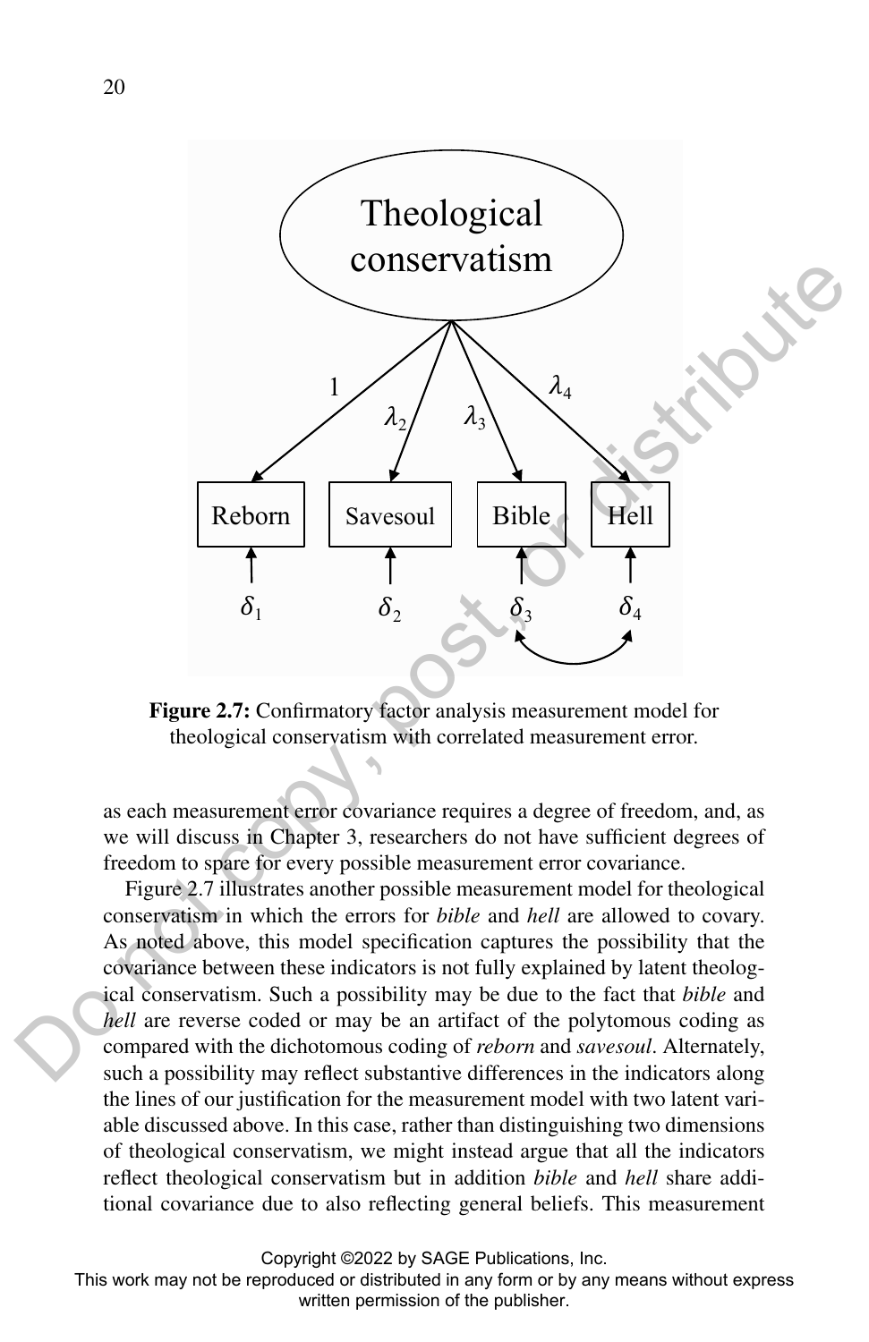**Figure 2.7:** Confirmatory factor analysis measurement model for theological conservatism with correlated measurement error.

as each measurement error covariance requires a degree of freedom, and, as we will discuss in Chapter 3, researchers do not have sufficient degrees of freedom to spare for every possible measurement error covariance.

Figure 2.7 illustrates another possible measurement model for theological conservatism in which the errors for *bible* and *hell* are allowed to covary. As noted above, this model specification captures the possibility that the covariance between these indicators is not fully explained by latent theological conservatism. Such a possibility may be due to the fact that *bible* and *hell* are reverse coded or may be an artifact of the polytomous coding as compared with the dichotomous coding of *reborn* and *savesoul*. Alternately, such a possibility may reflect substantive differences in the indicators along the lines of our justification for the measurement model with two latent variable discussed above. In this case, rather than distinguishing two dimensions of theological conservatism, we might instead argue that all the indicators reflect theological conservatism but in addition *bible* and *hell* share additional covariance due to also reflecting general beliefs. This measurement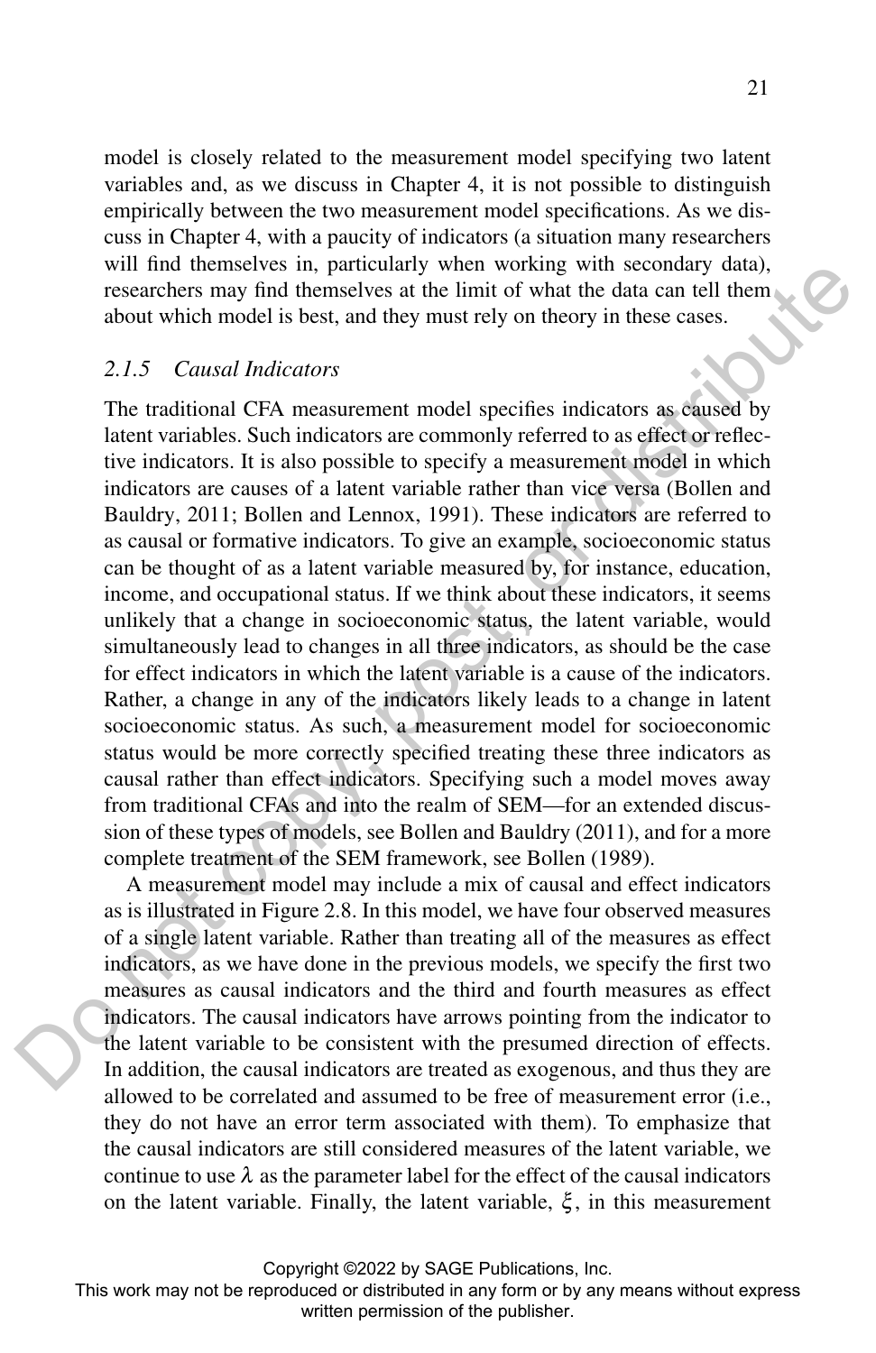model is closely related to the measurement model specifying two latent variables and, as we discuss in Chapter 4, it is not possible to distinguish empirically between the two measurement model specifications. As we discuss in Chapter 4, with a paucity of indicators (a situation many researchers will find themselves in, particularly when working with secondary data), researchers may find themselves at the limit of what the data can tell them about which model is best, and they must rely on theory in these cases.

### *2.1.5 Causal Indicators*

The traditional CFA measurement model specifies indicators as caused by latent variables. Such indicators are commonly referred to as effect or reflective indicators. It is also possible to specify a measurement model in which indicators are causes of a latent variable rather than vice versa (Bollen and Bauldry, 2011; Bollen and Lennox, 1991). These indicators are referred to as causal or formative indicators. To give an example, socioeconomic status can be thought of as a latent variable measured by, for instance, education, income, and occupational status. If we think about these indicators, it seems unlikely that a change in socioeconomic status, the latent variable, would simultaneously lead to changes in all three indicators, as should be the case for effect indicators in which the latent variable is a cause of the indicators. Rather, a change in any of the indicators likely leads to a change in latent socioeconomic status. As such, a measurement model for socioeconomic status would be more correctly specified treating these three indicators as causal rather than effect indicators. Specifying such a model moves away from traditional CFAs and into the realm of SEM—for an extended discussion of these types of models, see Bollen and Bauldry (2011), and for a more complete treatment of the SEM framework, see Bollen (1989).

A measurement model may include a mix of causal and effect indicators as is illustrated in Figure 2.8. In this model, we have four observed measures of a single latent variable. Rather than treating all of the measures as effect indicators, as we have done in the previous models, we specify the first two measures as causal indicators and the third and fourth measures as effect indicators. The causal indicators have arrows pointing from the indicator to the latent variable to be consistent with the presumed direction of effects. In addition, the causal indicators are treated as exogenous, and thus they are allowed to be correlated and assumed to be free of measurement error (i.e., they do not have an error term associated with them). To emphasize that the causal indicators are still considered measures of the latent variable, we continue to use $\lambda$ as the parameter label for the effect of the causal indicators on the latent variable. Finally, the latent variable, $\xi$, in this measurement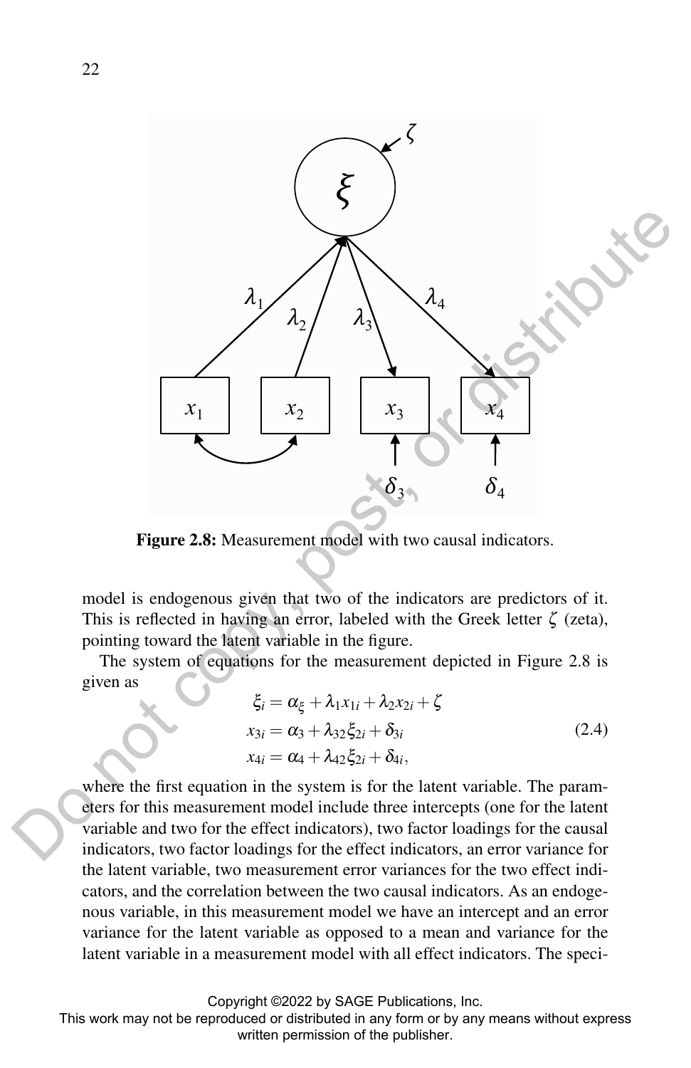Figure 2.8: Measurement model with two causal indicators.

model is endogenous given that two of the indicators are predictors of it. This is reflected in having an error, labeled with the Greek letter $\zeta$ (zeta), pointing toward the latent variable in the figure.

The system of equations for the measurement depicted in Figure 2.8 is given as

$$
\begin{aligned}
\xi_i &= \alpha_\xi + \lambda_1 x_{1i} + \lambda_2 x_{2i} + \zeta \\
x_{3i} &= \alpha_3 + \lambda_{32}\xi_{2i} + \delta_{3i} \\
x_{4i} &= \alpha_4 + \lambda_{42}\xi_{2i} + \delta_{4i},
\end{aligned}
\tag{2.4}
$$

where the first equation in the system is for the latent variable. The parameters for this measurement model include three intercepts (one for the latent variable and two for the effect indicators), two factor loadings for the causal indicators, two factor loadings for the effect indicators, an error variance for the latent variable, two measurement error variances for the two effect indicators, and the correlation between the two causal indicators. As an endogenous variable, in this measurement model we have an intercept and an error variance for the latent variable as opposed to a mean and variance for the latent variable in a measurement model with all effect indicators. The speci-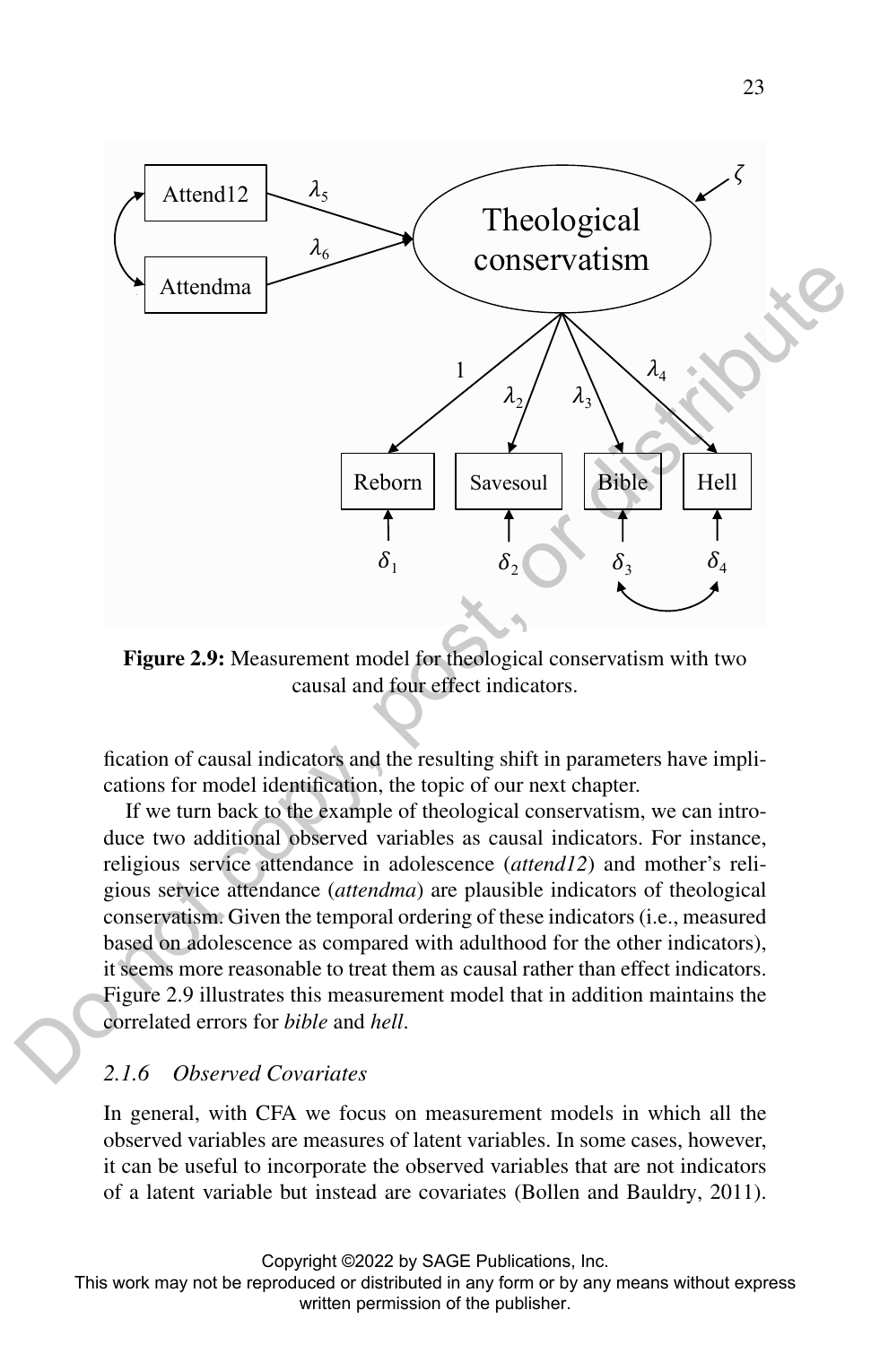**Figure 2.9:** Measurement model for theological conservatism with two causal and four effect indicators.

fication of causal indicators and the resulting shift in parameters have implications for model identification, the topic of our next chapter.

If we turn back to the example of theological conservatism, we can introduce two additional observed variables as causal indicators. For instance, religious service attendance in adolescence (*attend12*) and mother's religious service attendance (*attendma*) are plausible indicators of theological conservatism. Given the temporal ordering of these indicators (i.e., measured based on adolescence as compared with adulthood for the other indicators), it seems more reasonable to treat them as causal rather than effect indicators. Figure 2.9 illustrates this measurement model that in addition maintains the correlated errors for *bible* and *hell*.

### 2.1.6 Observed Covariates

In general, with CFA we focus on measurement models in which all the observed variables are measures of latent variables. In some cases, however, it can be useful to incorporate the observed variables that are not indicators of a latent variable but instead are covariates (Bollen and Bauldry, 2011).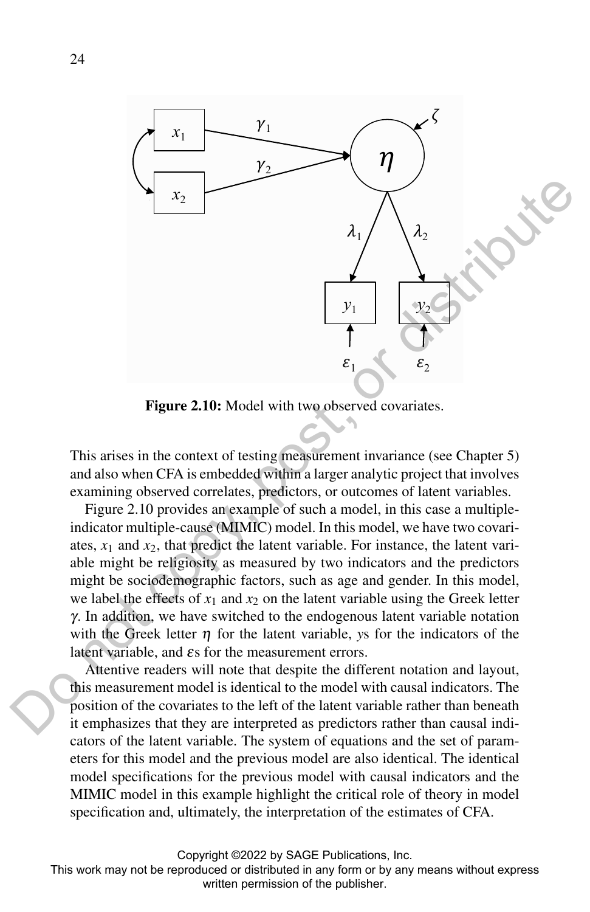Figure 2.10: Model with two observed covariates.

This arises in the context of testing measurement invariance (see Chapter 5) and also when CFA is embedded within a larger analytic project that involves examining observed correlates, predictors, or outcomes of latent variables.

Figure 2.10 provides an example of such a model, in this case a multiple-indicator multiple-cause (MIMIC) model. In this model, we have two covariates, $x_1$ and $x_2$, that predict the latent variable. For instance, the latent variable might be religiosity as measured by two indicators and the predictors might be sociodemographic factors, such as age and gender. In this model, we label the effects of $x_1$ and $x_2$ on the latent variable using the Greek letter $\gamma$. In addition, we have switched to the endogenous latent variable notation with the Greek letter $\eta$ for the latent variable, $y$s for the indicators of the latent variable, and $\varepsilon$s for the measurement errors.

Attentive readers will note that despite the different notation and layout, this measurement model is identical to the model with causal indicators. The position of the covariates to the left of the latent variable rather than beneath it emphasizes that they are interpreted as predictors rather than causal indicators of the latent variable. The system of equations and the set of parameters for this model and the previous model are also identical. The identical model specifications for the previous model with causal indicators and the MIMIC model in this example highlight the critical role of theory in model specification and, ultimately, the interpretation of the estimates of CFA.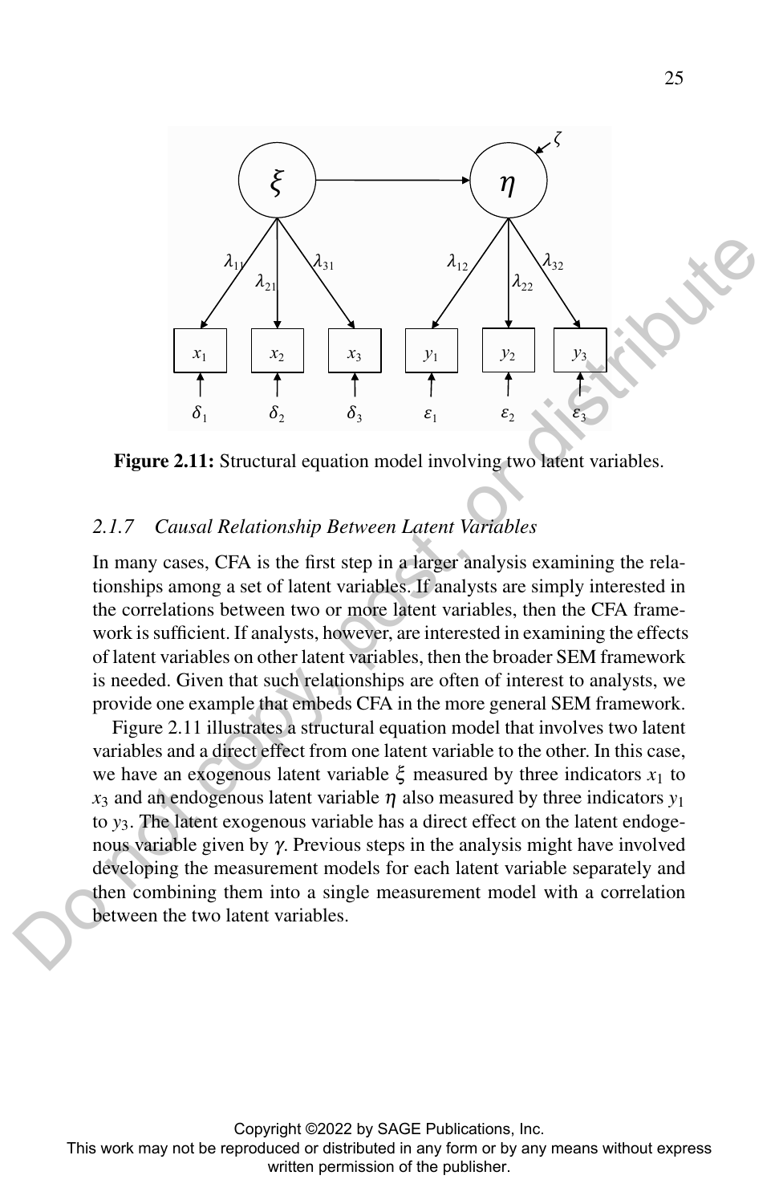Figure 2.11: Structural equation model involving two latent variables.

### 2.1.7 Causal Relationship Between Latent Variables

In many cases, CFA is the first step in a larger analysis examining the relationships among a set of latent variables. If analysts are simply interested in the correlations between two or more latent variables, then the CFA framework is sufficient. If analysts, however, are interested in examining the effects of latent variables on other latent variables, then the broader SEM framework is needed. Given that such relationships are often of interest to analysts, we provide one example that embeds CFA in the more general SEM framework.

Figure 2.11 illustrates a structural equation model that involves two latent variables and a direct effect from one latent variable to the other. In this case, we have an exogenous latent variable $\xi$ measured by three indicators $x_1$ to $x_3$ and an endogenous latent variable $\eta$ also measured by three indicators $y_1$ to $y_3$. The latent exogenous variable has a direct effect on the latent endogenous variable given by $\gamma$. Previous steps in the analysis might have involved developing the measurement models for each latent variable separately and then combining them into a single measurement model with a correlation between the two latent variables.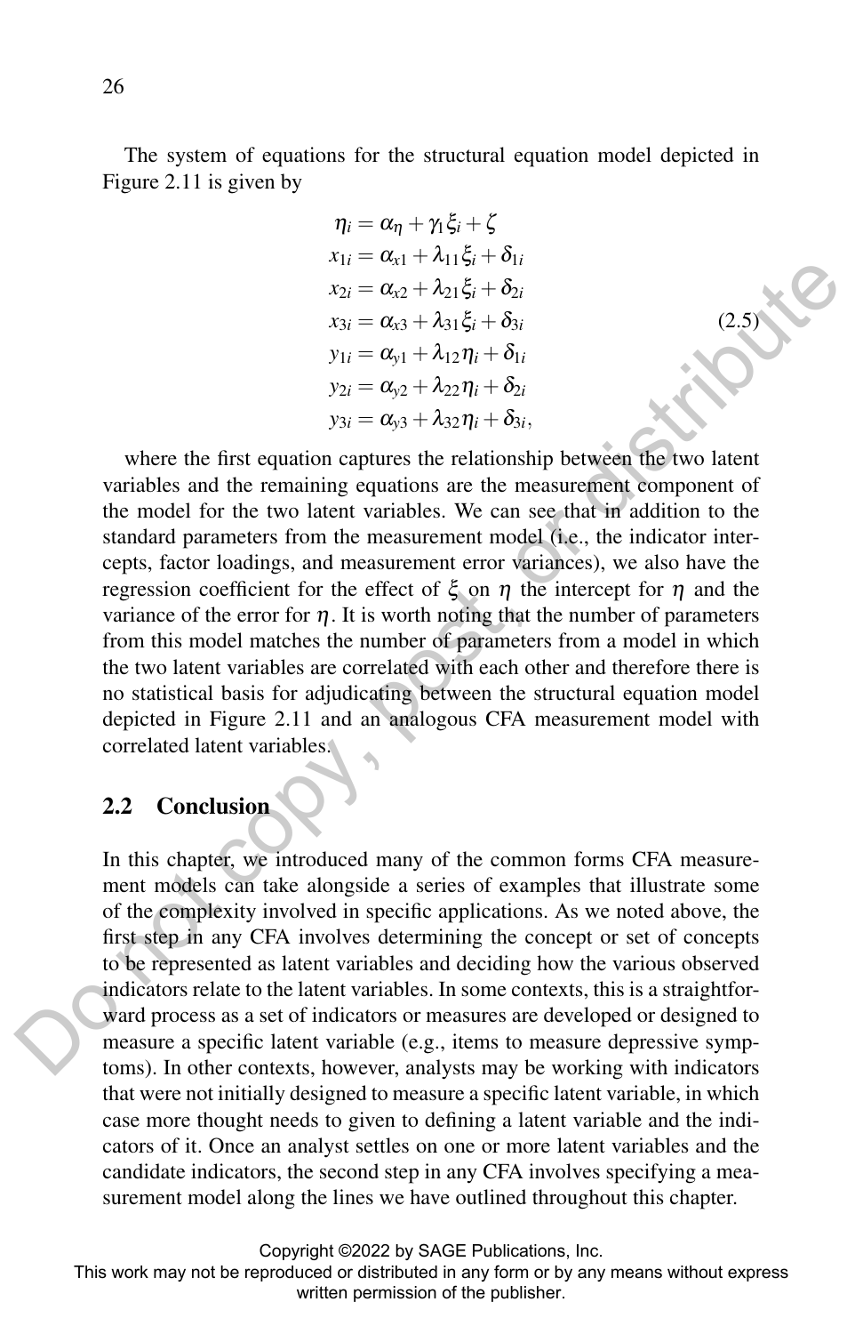The system of equations for the structural equation model depicted in Figure 2.11 is given by

$$
\begin{aligned}
\eta_i &= \alpha_\eta + \gamma_1 \xi_i + \zeta \\
x_{1i} &= \alpha_{x1} + \lambda_{11} \xi_i + \delta_{1i} \\
x_{2i} &= \alpha_{x2} + \lambda_{21} \xi_i + \delta_{2i} \\
x_{3i} &= \alpha_{x3} + \lambda_{31} \xi_i + \delta_{3i} \\
y_{1i} &= \alpha_{y1} + \lambda_{12} \eta_i + \delta_{1i} \\
y_{2i} &= \alpha_{y2} + \lambda_{22} \eta_i + \delta_{2i} \\
y_{3i} &= \alpha_{y3} + \lambda_{32} \eta_i + \delta_{3i},
\end{aligned}
\tag{2.5}
$$

where the first equation captures the relationship between the two latent variables and the remaining equations are the measurement component of the model for the two latent variables. We can see that in addition to the standard parameters from the measurement model (i.e., the indicator intercepts, factor loadings, and measurement error variances), we also have the regression coefficient for the effect of $\xi$ on $\eta$ the intercept for $\eta$ and the variance of the error for $\eta$. It is worth noting that the number of parameters from this model matches the number of parameters from a model in which the two latent variables are correlated with each other and therefore there is no statistical basis for adjudicating between the structural equation model depicted in Figure 2.11 and an analogous CFA measurement model with correlated latent variables.

## 2.2 Conclusion

In this chapter, we introduced many of the common forms CFA measurement models can take alongside a series of examples that illustrate some of the complexity involved in specific applications. As we noted above, the first step in any CFA involves determining the concept or set of concepts to be represented as latent variables and deciding how the various observed indicators relate to the latent variables. In some contexts, this is a straightforward process as a set of indicators or measures are developed or designed to measure a specific latent variable (e.g., items to measure depressive symptoms). In other contexts, however, analysts may be working with indicators that were not initially designed to measure a specific latent variable, in which case more thought needs to given to defining a latent variable and the indicators of it. Once an analyst settles on one or more latent variables and the candidate indicators, the second step in any CFA involves specifying a measurement model along the lines we have outlined throughout this chapter.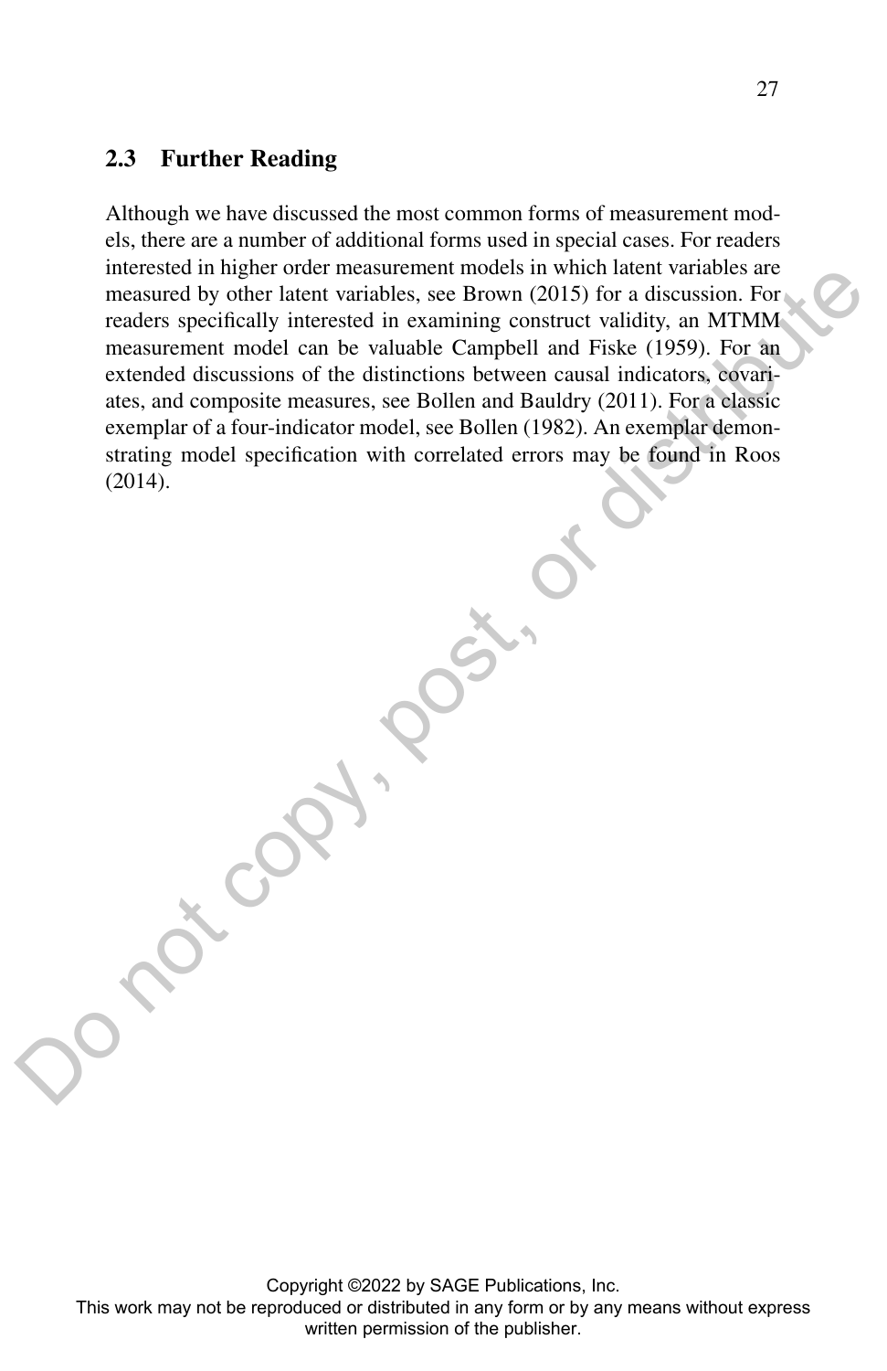## 2.3 Further Reading

Although we have discussed the most common forms of measurement models, there are a number of additional forms used in special cases. For readers interested in higher order measurement models in which latent variables are measured by other latent variables, see Brown (2015) for a discussion. For readers specifically interested in examining construct validity, an MTMM measurement model can be valuable Campbell and Fiske (1959). For an extended discussions of the distinctions between causal indicators, covariates, and composite measures, see Bollen and Bauldry (2011). For a classic exemplar of a four-indicator model, see Bollen (1982). An exemplar demonstrating model specification with correlated errors may be found in Roos (2014).